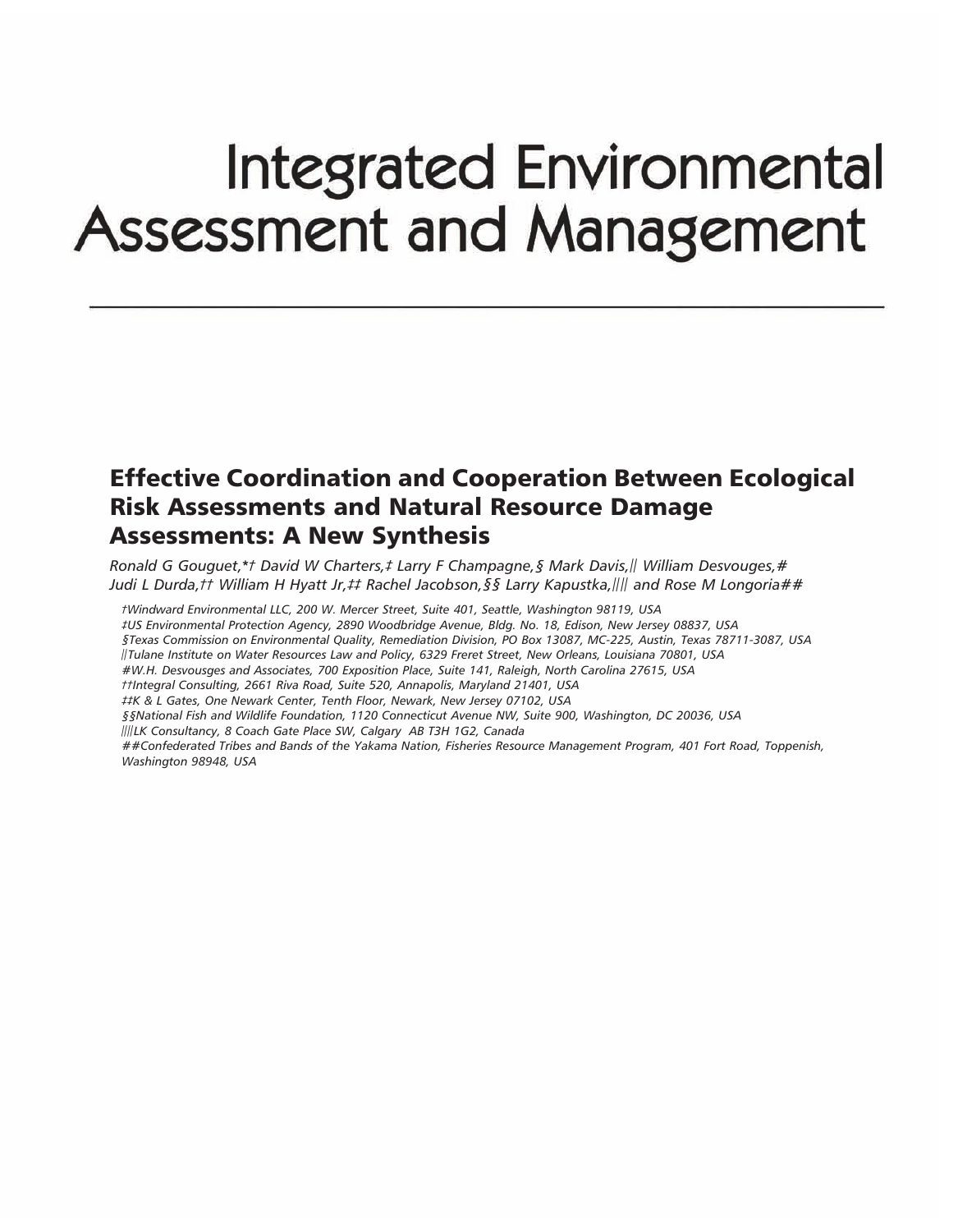# Integrated Environmental Assessment and Management

## Effective Coordination and Cooperation Between Ecological Risk Assessments and Natural Resource Damage Assessments: A New Synthesis

*Ronald G Gouguet,\*† David W Charters,‡ Larry F Champagne,§ Mark Davis,|| William Desvouges,# Judi L Durda,†† William H Hyatt Jr,‡‡ Rachel Jacobson,§§ Larry Kapustka,|||| and Rose M Longoria##*

*†Windward Environmental LLC, 200 W. Mercer Street, Suite 401, Seattle, Washington 98119, USA*
*‡US Environmental Protection Agency, 2890 Woodbridge Avenue, Bldg. No. 18, Edison, New Jersey 08837, USA*
*§Texas Commission on Environmental Quality, Remediation Division, PO Box 13087, MC-225, Austin, Texas 78711-3087, USA*
*||Tulane Institute on Water Resources Law and Policy, 6329 Freret Street, New Orleans, Louisiana 70801, USA*
*#W.H. Desvousges and Associates, 700 Exposition Place, Suite 141, Raleigh, North Carolina 27615, USA*
*††Integral Consulting, 2661 Riva Road, Suite 520, Annapolis, Maryland 21401, USA*
*‡‡K & L Gates, One Newark Center, Tenth Floor, Newark, New Jersey 07102, USA*
*§§National Fish and Wildlife Foundation, 1120 Connecticut Avenue NW, Suite 900, Washington, DC 20036, USA*
*||||LK Consultancy, 8 Coach Gate Place SW, Calgary AB T3H 1G2, Canada*
*##Confederated Tribes and Bands of the Yakama Nation, Fisheries Resource Management Program, 401 Fort Road, Toppenish, Washington 98948, USA*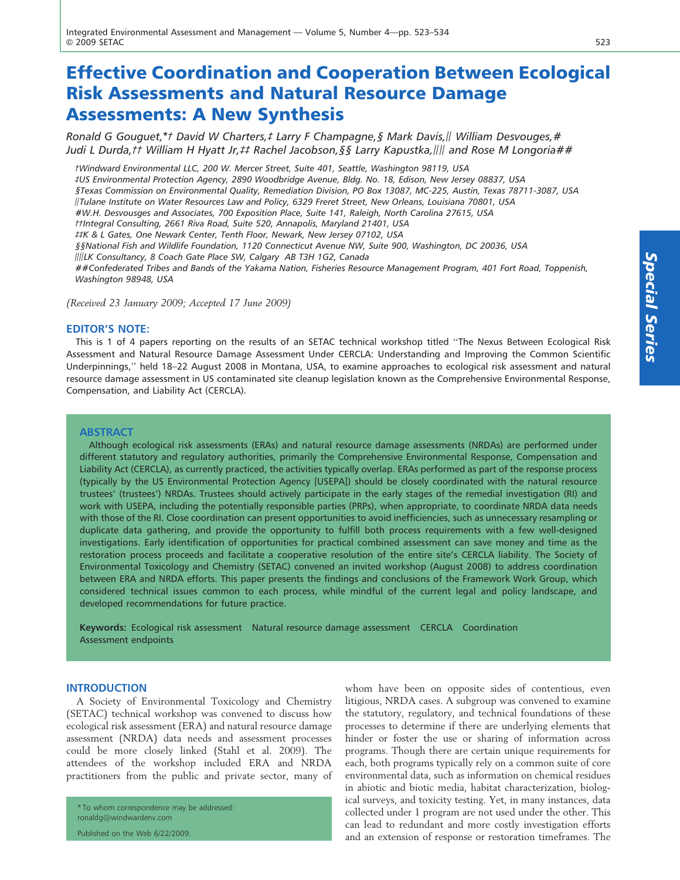# Effective Coordination and Cooperation Between Ecological Risk Assessments and Natural Resource Damage Assessments: A New Synthesis

*Ronald G Gouguet,\*† David W Charters,‡ Larry F Champagne,§ Mark Davis,|| William Desvouges,# Judi L Durda,†† William H Hyatt Jr,‡‡ Rachel Jacobson,§§ Larry Kapustka,|||| and Rose M Longoria##*

†Windward Environmental LLC, 200 W. Mercer Street, Suite 401, Seattle, Washington 98119, USA
‡US Environmental Protection Agency, 2890 Woodbridge Avenue, Bldg. No. 18, Edison, New Jersey 08837, USA
§Texas Commission on Environmental Quality, Remediation Division, PO Box 13087, MC-225, Austin, Texas 78711-3087, USA
||Tulane Institute on Water Resources Law and Policy, 6329 Freret Street, New Orleans, Louisiana 70801, USA
#W.H. Desvousges and Associates, 700 Exposition Place, Suite 141, Raleigh, North Carolina 27615, USA
††Integral Consulting, 2661 Riva Road, Suite 520, Annapolis, Maryland 21401, USA
‡‡K & L Gates, One Newark Center, Tenth Floor, Newark, New Jersey 07102, USA
§§National Fish and Wildlife Foundation, 1120 Connecticut Avenue NW, Suite 900, Washington, DC 20036, USA
||||LK Consultancy, 8 Coach Gate Place SW, Calgary AB T3H 1G2, Canada
##Confederated Tribes and Bands of the Yakama Nation, Fisheries Resource Management Program, 401 Fort Road, Toppenish, Washington 98948, USA

*(Received 23 January 2009; Accepted 17 June 2009)*

## EDITOR'S NOTE:

This is 1 of 4 papers reporting on the results of an SETAC technical workshop titled "The Nexus Between Ecological Risk Assessment and Natural Resource Damage Assessment Under CERCLA: Understanding and Improving the Common Scientific Underpinnings," held 18–22 August 2008 in Montana, USA, to examine approaches to ecological risk assessment and natural resource damage assessment in US contaminated site cleanup legislation known as the Comprehensive Environmental Response, Compensation, and Liability Act (CERCLA).

## ABSTRACT

Although ecological risk assessments (ERAs) and natural resource damage assessments (NRDAs) are performed under different statutory and regulatory authorities, primarily the Comprehensive Environmental Response, Compensation and Liability Act (CERCLA), as currently practiced, the activities typically overlap. ERAs performed as part of the response process (typically by the US Environmental Protection Agency [USEPA]) should be closely coordinated with the natural resource trustees' (trustees') NRDAs. Trustees should actively participate in the early stages of the remedial investigation (RI) and work with USEPA, including the potentially responsible parties (PRPs), when appropriate, to coordinate NRDA data needs with those of the RI. Close coordination can present opportunities to avoid inefficiencies, such as unnecessary resampling or duplicate data gathering, and provide the opportunity to fulfill both process requirements with a few well-designed investigations. Early identification of opportunities for practical combined assessment can save money and time as the restoration process proceeds and facilitate a cooperative resolution of the entire site's CERCLA liability. The Society of Environmental Toxicology and Chemistry (SETAC) convened an invited workshop (August 2008) to address coordination between ERA and NRDA efforts. This paper presents the findings and conclusions of the Framework Work Group, which considered technical issues common to each process, while mindful of the current legal and policy landscape, and developed recommendations for future practice.

**Keywords:** Ecological risk assessment   Natural resource damage assessment   CERCLA   Coordination   Assessment endpoints

## INTRODUCTION

A Society of Environmental Toxicology and Chemistry (SETAC) technical workshop was convened to discuss how ecological risk assessment (ERA) and natural resource damage assessment (NRDA) data needs and assessment processes could be more closely linked (Stahl et al. 2009). The attendees of the workshop included ERA and NRDA practitioners from the public and private sector, many of whom have been on opposite sides of contentious, even litigious, NRDA cases. A subgroup was convened to examine the statutory, regulatory, and technical foundations of these processes to determine if there are underlying elements that hinder or foster the use or sharing of information across programs. Though there are certain unique requirements for each, both programs typically rely on a common suite of core environmental data, such as information on chemical residues in abiotic and biotic media, habitat characterization, biological surveys, and toxicity testing. Yet, in many instances, data collected under 1 program are not used under the other. This can lead to redundant and more costly investigation efforts and an extension of response or restoration timeframes. The

\* To whom correspondence may be addressed: ronaldg@windwardenv.com

Published on the Web 6/22/2009.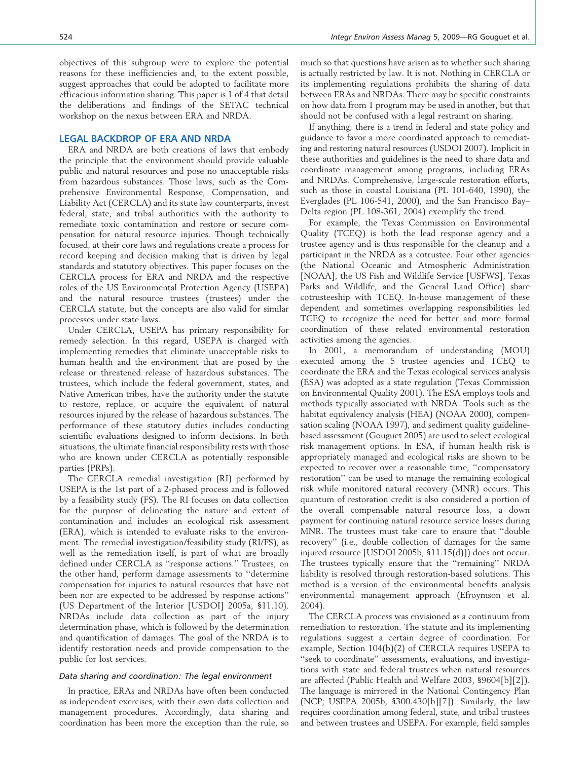objectives of this subgroup were to explore the potential reasons for these inefficiencies and, to the extent possible, suggest approaches that could be adopted to facilitate more efficacious information sharing. This paper is 1 of 4 that detail the deliberations and findings of the SETAC technical workshop on the nexus between ERA and NRDA.

## LEGAL BACKDROP OF ERA AND NRDA

ERA and NRDA are both creations of laws that embody the principle that the environment should provide valuable public and natural resources and pose no unacceptable risks from hazardous substances. Those laws, such as the Comprehensive Environmental Response, Compensation, and Liability Act (CERCLA) and its state law counterparts, invest federal, state, and tribal authorities with the authority to remediate toxic contamination and restore or secure compensation for natural resource injuries. Though technically focused, at their core laws and regulations create a process for record keeping and decision making that is driven by legal standards and statutory objectives. This paper focuses on the CERCLA process for ERA and NRDA and the respective roles of the US Environmental Protection Agency (USEPA) and the natural resource trustees (trustees) under the CERCLA statute, but the concepts are also valid for similar processes under state laws.

Under CERCLA, USEPA has primary responsibility for remedy selection. In this regard, USEPA is charged with implementing remedies that eliminate unacceptable risks to human health and the environment that are posed by the release or threatened release of hazardous substances. The trustees, which include the federal government, states, and Native American tribes, have the authority under the statute to restore, replace, or acquire the equivalent of natural resources injured by the release of hazardous substances. The performance of these statutory duties includes conducting scientific evaluations designed to inform decisions. In both situations, the ultimate financial responsibility rests with those who are known under CERCLA as potentially responsible parties (PRPs).

The CERCLA remedial investigation (RI) performed by USEPA is the 1st part of a 2-phased process and is followed by a feasibility study (FS). The RI focuses on data collection for the purpose of delineating the nature and extent of contamination and includes an ecological risk assessment (ERA), which is intended to evaluate risks to the environment. The remedial investigation/feasibility study (RI/FS), as well as the remediation itself, is part of what are broadly defined under CERCLA as "response actions." Trustees, on the other hand, perform damage assessments to "determine compensation for injuries to natural resources that have not been nor are expected to be addressed by response actions" (US Department of the Interior [USDOI] 2005a, §11.10). NRDAs include data collection as part of the injury determination phase, which is followed by the determination and quantification of damages. The goal of the NRDA is to identify restoration needs and provide compensation to the public for lost services.

### *Data sharing and coordination: The legal environment*

In practice, ERAs and NRDAs have often been conducted as independent exercises, with their own data collection and management procedures. Accordingly, data sharing and coordination has been more the exception than the rule, so much so that questions have arisen as to whether such sharing is actually restricted by law. It is not. Nothing in CERCLA or its implementing regulations prohibits the sharing of data between ERAs and NRDAs. There may be specific constraints on how data from 1 program may be used in another, but that should not be confused with a legal restraint on sharing.

If anything, there is a trend in federal and state policy and guidance to favor a more coordinated approach to remediating and restoring natural resources (USDOI 2007). Implicit in these authorities and guidelines is the need to share data and coordinate management among programs, including ERAs and NRDAs. Comprehensive, large-scale restoration efforts, such as those in coastal Louisiana (PL 101-640, 1990), the Everglades (PL 106-541, 2000), and the San Francisco Bay–Delta region (PL 108-361, 2004) exemplify the trend.

For example, the Texas Commission on Environmental Quality (TCEQ) is both the lead response agency and a trustee agency and is thus responsible for the cleanup and a participant in the NRDA as a cotrustee. Four other agencies (the National Oceanic and Atmospheric Administration [NOAA], the US Fish and Wildlife Service [USFWS], Texas Parks and Wildlife, and the General Land Office) share cotrusteeship with TCEQ. In-house management of these dependent and sometimes overlapping responsibilities led TCEQ to recognize the need for better and more formal coordination of these related environmental restoration activities among the agencies.

In 2001, a memorandum of understanding (MOU) executed among the 5 trustee agencies and TCEQ to coordinate the ERA and the Texas ecological services analysis (ESA) was adopted as a state regulation (Texas Commission on Environmental Quality 2001). The ESA employs tools and methods typically associated with NRDA. Tools such as the habitat equivalency analysis (HEA) (NOAA 2000), compensation scaling (NOAA 1997), and sediment quality guideline-based assessment (Gouguet 2005) are used to select ecological risk management options. In ESA, if human health risk is appropriately managed and ecological risks are shown to be expected to recover over a reasonable time, "compensatory restoration" can be used to manage the remaining ecological risk while monitored natural recovery (MNR) occurs. This quantum of restoration credit is also considered a portion of the overall compensable natural resource loss, a down payment for continuing natural resource service losses during MNR. The trustees must take care to ensure that "double recovery" (i.e., double collection of damages for the same injured resource [USDOI 2005b, §11.15(d)]) does not occur. The trustees typically ensure that the "remaining" NRDA liability is resolved through restoration-based solutions. This method is a version of the environmental benefits analysis environmental management approach (Efroymson et al. 2004).

The CERCLA process was envisioned as a continuum from remediation to restoration. The statute and its implementing regulations suggest a certain degree of coordination. For example, Section 104(b)(2) of CERCLA requires USEPA to "seek to coordinate" assessments, evaluations, and investigations with state and federal trustees when natural resources are affected (Public Health and Welfare 2003, §9604[b][2]). The language is mirrored in the National Contingency Plan (NCP; USEPA 2005b, §300.430[b][7]). Similarly, the law requires coordination among federal, state, and tribal trustees and between trustees and USEPA. For example, field samples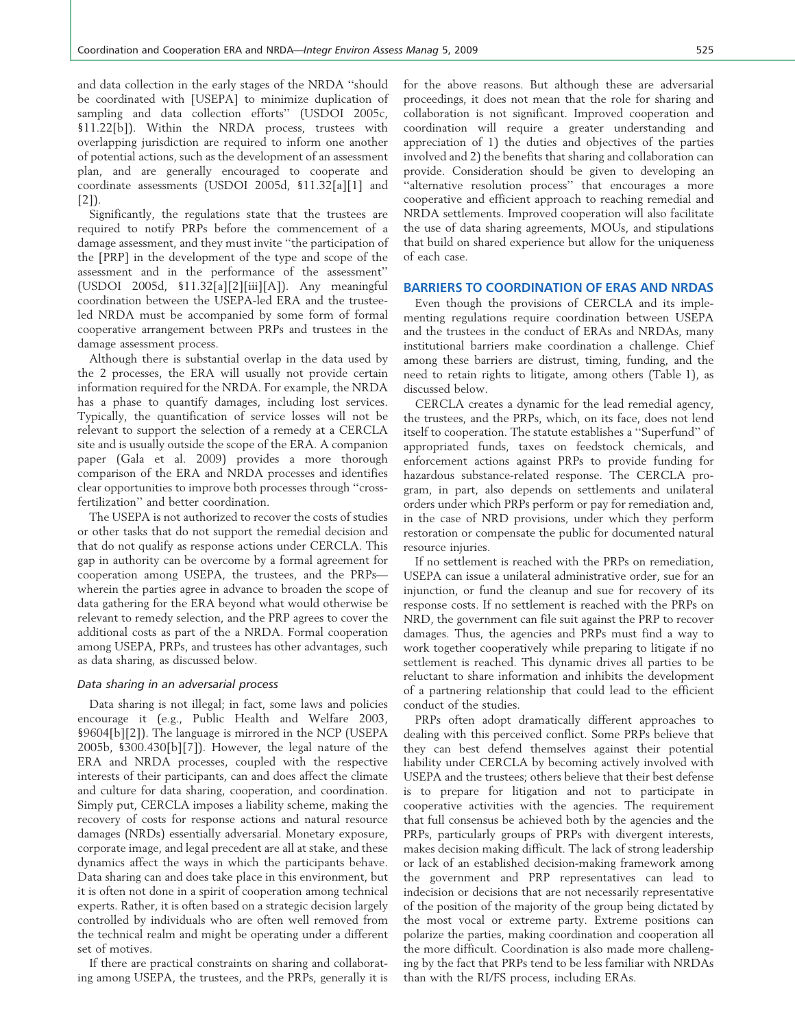and data collection in the early stages of the NRDA "should be coordinated with [USEPA] to minimize duplication of sampling and data collection efforts" (USDOI 2005c, §11.22[b]). Within the NRDA process, trustees with overlapping jurisdiction are required to inform one another of potential actions, such as the development of an assessment plan, and are generally encouraged to cooperate and coordinate assessments (USDOI 2005d, §11.32[a][1] and [2]).

Significantly, the regulations state that the trustees are required to notify PRPs before the commencement of a damage assessment, and they must invite "the participation of the [PRP] in the development of the type and scope of the assessment and in the performance of the assessment" (USDOI 2005d, §11.32[a][2][iii][A]). Any meaningful coordination between the USEPA-led ERA and the trustee-led NRDA must be accompanied by some form of formal cooperative arrangement between PRPs and trustees in the damage assessment process.

Although there is substantial overlap in the data used by the 2 processes, the ERA will usually not provide certain information required for the NRDA. For example, the NRDA has a phase to quantify damages, including lost services. Typically, the quantification of service losses will not be relevant to support the selection of a remedy at a CERCLA site and is usually outside the scope of the ERA. A companion paper (Gala et al. 2009) provides a more thorough comparison of the ERA and NRDA processes and identifies clear opportunities to improve both processes through "cross-fertilization" and better coordination.

The USEPA is not authorized to recover the costs of studies or other tasks that do not support the remedial decision and that do not qualify as response actions under CERCLA. This gap in authority can be overcome by a formal agreement for cooperation among USEPA, the trustees, and the PRPs—wherein the parties agree in advance to broaden the scope of data gathering for the ERA beyond what would otherwise be relevant to remedy selection, and the PRP agrees to cover the additional costs as part of the a NRDA. Formal cooperation among USEPA, PRPs, and trustees has other advantages, such as data sharing, as discussed below.

### *Data sharing in an adversarial process*

Data sharing is not illegal; in fact, some laws and policies encourage it (e.g., Public Health and Welfare 2003, §9604[b][2]). The language is mirrored in the NCP (USEPA 2005b, §300.430[b][7]). However, the legal nature of the ERA and NRDA processes, coupled with the respective interests of their participants, can and does affect the climate and culture for data sharing, cooperation, and coordination. Simply put, CERCLA imposes a liability scheme, making the recovery of costs for response actions and natural resource damages (NRDs) essentially adversarial. Monetary exposure, corporate image, and legal precedent are all at stake, and these dynamics affect the ways in which the participants behave. Data sharing can and does take place in this environment, but it is often not done in a spirit of cooperation among technical experts. Rather, it is often based on a strategic decision largely controlled by individuals who are often well removed from the technical realm and might be operating under a different set of motives.

If there are practical constraints on sharing and collaborating among USEPA, the trustees, and the PRPs, generally it is for the above reasons. But although these are adversarial proceedings, it does not mean that the role for sharing and collaboration is not significant. Improved cooperation and coordination will require a greater understanding and appreciation of 1) the duties and objectives of the parties involved and 2) the benefits that sharing and collaboration can provide. Consideration should be given to developing an "alternative resolution process" that encourages a more cooperative and efficient approach to reaching remedial and NRDA settlements. Improved cooperation will also facilitate the use of data sharing agreements, MOUs, and stipulations that build on shared experience but allow for the uniqueness of each case.

## BARRIERS TO COORDINATION OF ERAS AND NRDAS

Even though the provisions of CERCLA and its implementing regulations require coordination between USEPA and the trustees in the conduct of ERAs and NRDAs, many institutional barriers make coordination a challenge. Chief among these barriers are distrust, timing, funding, and the need to retain rights to litigate, among others (Table 1), as discussed below.

CERCLA creates a dynamic for the lead remedial agency, the trustees, and the PRPs, which, on its face, does not lend itself to cooperation. The statute establishes a "Superfund" of appropriated funds, taxes on feedstock chemicals, and enforcement actions against PRPs to provide funding for hazardous substance-related response. The CERCLA program, in part, also depends on settlements and unilateral orders under which PRPs perform or pay for remediation and, in the case of NRD provisions, under which they perform restoration or compensate the public for documented natural resource injuries.

If no settlement is reached with the PRPs on remediation, USEPA can issue a unilateral administrative order, sue for an injunction, or fund the cleanup and sue for recovery of its response costs. If no settlement is reached with the PRPs on NRD, the government can file suit against the PRP to recover damages. Thus, the agencies and PRPs must find a way to work together cooperatively while preparing to litigate if no settlement is reached. This dynamic drives all parties to be reluctant to share information and inhibits the development of a partnering relationship that could lead to the efficient conduct of the studies.

PRPs often adopt dramatically different approaches to dealing with this perceived conflict. Some PRPs believe that they can best defend themselves against their potential liability under CERCLA by becoming actively involved with USEPA and the trustees; others believe that their best defense is to prepare for litigation and not to participate in cooperative activities with the agencies. The requirement that full consensus be achieved both by the agencies and the PRPs, particularly groups of PRPs with divergent interests, makes decision making difficult. The lack of strong leadership or lack of an established decision-making framework among the government and PRP representatives can lead to indecision or decisions that are not necessarily representative of the position of the majority of the group being dictated by the most vocal or extreme party. Extreme positions can polarize the parties, making coordination and cooperation all the more difficult. Coordination is also made more challenging by the fact that PRPs tend to be less familiar with NRDAs than with the RI/FS process, including ERAs.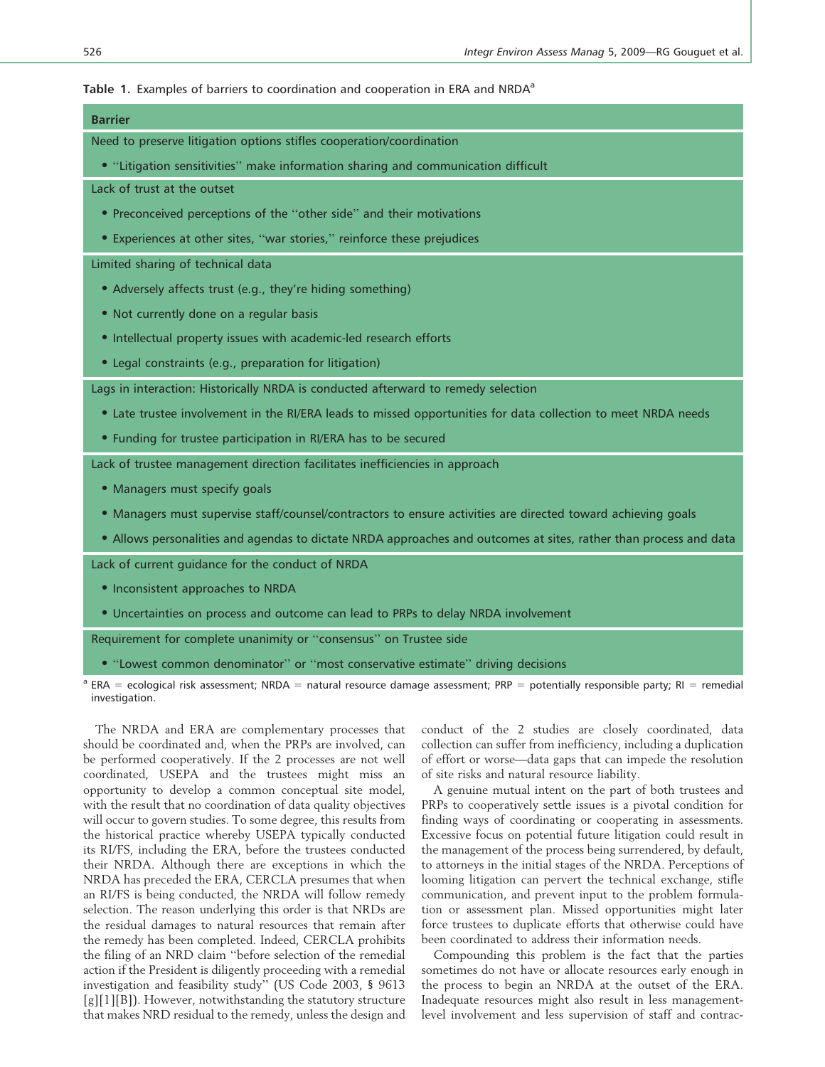**Table 1.** Examples of barriers to coordination and cooperation in ERA and NRDA[a]

| Barrier |
| --- |
| Need to preserve litigation options stifles cooperation/coordination |
| • "Litigation sensitivities" make information sharing and communication difficult |
| Lack of trust at the outset |
| • Preconceived perceptions of the "other side" and their motivations |
| • Experiences at other sites, "war stories," reinforce these prejudices |
| Limited sharing of technical data |
| • Adversely affects trust (e.g., they're hiding something) |
| • Not currently done on a regular basis |
| • Intellectual property issues with academic-led research efforts |
| • Legal constraints (e.g., preparation for litigation) |
| Lags in interaction: Historically NRDA is conducted afterward to remedy selection |
| • Late trustee involvement in the RI/ERA leads to missed opportunities for data collection to meet NRDA needs |
| • Funding for trustee participation in RI/ERA has to be secured |
| Lack of trustee management direction facilitates inefficiencies in approach |
| • Managers must specify goals |
| • Managers must supervise staff/counsel/contractors to ensure activities are directed toward achieving goals |
| • Allows personalities and agendas to dictate NRDA approaches and outcomes at sites, rather than process and data |
| Lack of current guidance for the conduct of NRDA |
| • Inconsistent approaches to NRDA |
| • Uncertainties on process and outcome can lead to PRPs to delay NRDA involvement |
| Requirement for complete unanimity or "consensus" on Trustee side |
| • "Lowest common denominator" or "most conservative estimate" driving decisions |

[a] ERA = ecological risk assessment; NRDA = natural resource damage assessment; PRP = potentially responsible party; RI = remedial investigation.

The NRDA and ERA are complementary processes that should be coordinated and, when the PRPs are involved, can be performed cooperatively. If the 2 processes are not well coordinated, USEPA and the trustees might miss an opportunity to develop a common conceptual site model, with the result that no coordination of data quality objectives will occur to govern studies. To some degree, this results from the historical practice whereby USEPA typically conducted its RI/FS, including the ERA, before the trustees conducted their NRDA. Although there are exceptions in which the NRDA has preceded the ERA, CERCLA presumes that when an RI/FS is being conducted, the NRDA will follow remedy selection. The reason underlying this order is that NRDs are the residual damages to natural resources that remain after the remedy has been completed. Indeed, CERCLA prohibits the filing of an NRD claim "before selection of the remedial action if the President is diligently proceeding with a remedial investigation and feasibility study" (US Code 2003, § 9613 [g][1][B]). However, notwithstanding the statutory structure that makes NRD residual to the remedy, unless the design and conduct of the 2 studies are closely coordinated, data collection can suffer from inefficiency, including a duplication of effort or worse—data gaps that can impede the resolution of site risks and natural resource liability.

A genuine mutual intent on the part of both trustees and PRPs to cooperatively settle issues is a pivotal condition for finding ways of coordinating or cooperating in assessments. Excessive focus on potential future litigation could result in the management of the process being surrendered, by default, to attorneys in the initial stages of the NRDA. Perceptions of looming litigation can pervert the technical exchange, stifle communication, and prevent input to the problem formulation or assessment plan. Missed opportunities might later force trustees to duplicate efforts that otherwise could have been coordinated to address their information needs.

Compounding this problem is the fact that the parties sometimes do not have or allocate resources early enough in the process to begin an NRDA at the outset of the ERA. Inadequate resources might also result in less management-level involvement and less supervision of staff and contrac-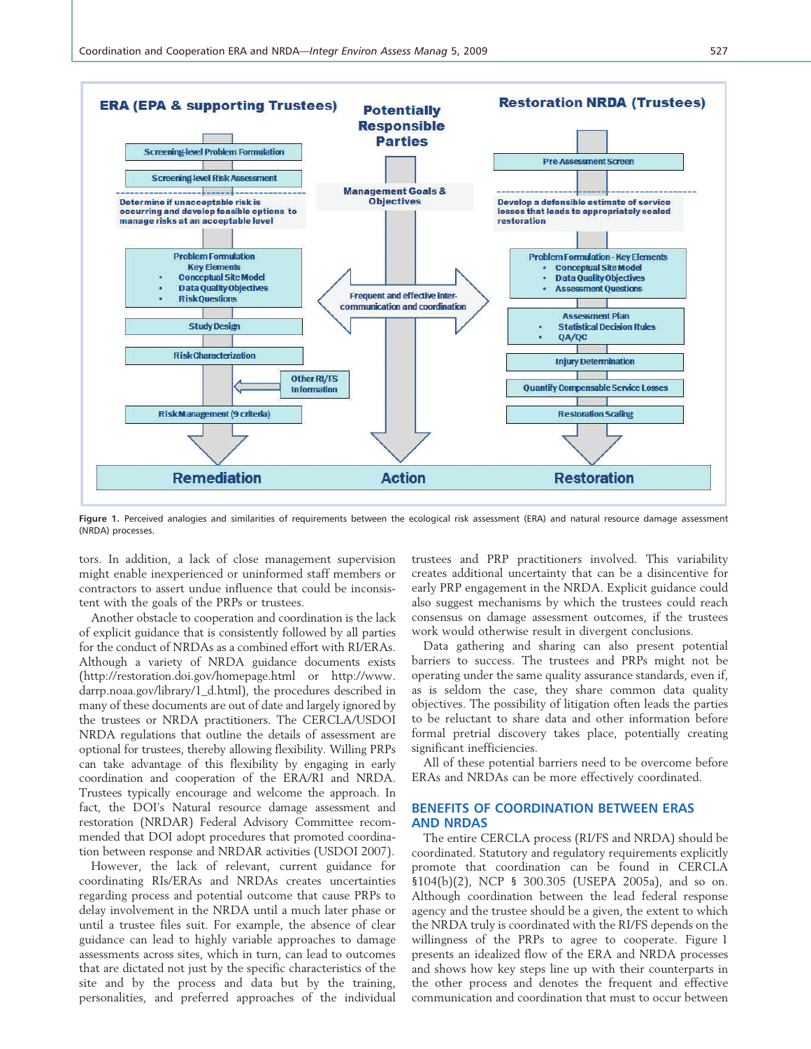ERA (EPA & supporting Trustees)

Potentially Responsible Parties

Restoration NRDA (Trustees)

Screening-level Problem Formulation

Screening-level Risk Assessment

Determine if unacceptable risk is occurring and develop feasible options to manage risks at an acceptable level

Problem Formulation
Key Elements
- Conceptual Site Model
- Data Quality Objectives
- Risk Questions

Study Design

Risk Characterization

Other RI/FS Information

Risk Management (9 criteria)

Remediation

Management Goals & Objectives

Frequent and effective inter-communication and coordination

Action

Pre-Assessment Screen

Develop a defensible estimate of service losses that leads to appropriately scaled restoration

Problem Formulation - Key Elements
- Conceptual Site Model
- Data Quality Objectives
- Assessment Questions

Assessment Plan
- Statistical Decision Rules
- QA/QC

Injury Determination

Quantify Compensable Service Losses

Restoration Scaling

Restoration

**Figure 1.** Perceived analogies and similarities of requirements between the ecological risk assessment (ERA) and natural resource damage assessment (NRDA) processes.

tors. In addition, a lack of close management supervision might enable inexperienced or uninformed staff members or contractors to assert undue influence that could be inconsistent with the goals of the PRPs or trustees.

Another obstacle to cooperation and coordination is the lack of explicit guidance that is consistently followed by all parties for the conduct of NRDAs as a combined effort with RI/ERAs. Although a variety of NRDA guidance documents exists (http://restoration.doi.gov/homepage.html or http://www.darrp.noaa.gov/library/1_d.html), the procedures described in many of these documents are out of date and largely ignored by the trustees or NRDA practitioners. The CERCLA/USDOI NRDA regulations that outline the details of assessment are optional for trustees, thereby allowing flexibility. Willing PRPs can take advantage of this flexibility by engaging in early coordination and cooperation of the ERA/RI and NRDA. Trustees typically encourage and welcome the approach. In fact, the DOI's Natural resource damage assessment and restoration (NRDAR) Federal Advisory Committee recommended that DOI adopt procedures that promoted coordination between response and NRDAR activities (USDOI 2007).

However, the lack of relevant, current guidance for coordinating RIs/ERAs and NRDAs creates uncertainties regarding process and potential outcome that cause PRPs to delay involvement in the NRDA until a much later phase or until a trustee files suit. For example, the absence of clear guidance can lead to highly variable approaches to damage assessments across sites, which in turn, can lead to outcomes that are dictated not just by the specific characteristics of the site and by the process and data but by the training, personalities, and preferred approaches of the individual trustees and PRP practitioners involved. This variability creates additional uncertainty that can be a disincentive for early PRP engagement in the NRDA. Explicit guidance could also suggest mechanisms by which the trustees could reach consensus on damage assessment outcomes, if the trustees work would otherwise result in divergent conclusions.

Data gathering and sharing can also present potential barriers to success. The trustees and PRPs might not be operating under the same quality assurance standards, even if, as is seldom the case, they share common data quality objectives. The possibility of litigation often leads the parties to be reluctant to share data and other information before formal pretrial discovery takes place, potentially creating significant inefficiencies.

All of these potential barriers need to be overcome before ERAs and NRDAs can be more effectively coordinated.

## BENEFITS OF COORDINATION BETWEEN ERAS AND NRDAS

The entire CERCLA process (RI/FS and NRDA) should be coordinated. Statutory and regulatory requirements explicitly promote that coordination can be found in CERCLA §104(b)(2), NCP § 300.305 (USEPA 2005a), and so on. Although coordination between the lead federal response agency and the trustee should be a given, the extent to which the NRDA truly is coordinated with the RI/FS depends on the willingness of the PRPs to agree to cooperate. Figure 1 presents an idealized flow of the ERA and NRDA processes and shows how key steps line up with their counterparts in the other process and denotes the frequent and effective communication and coordination that must to occur between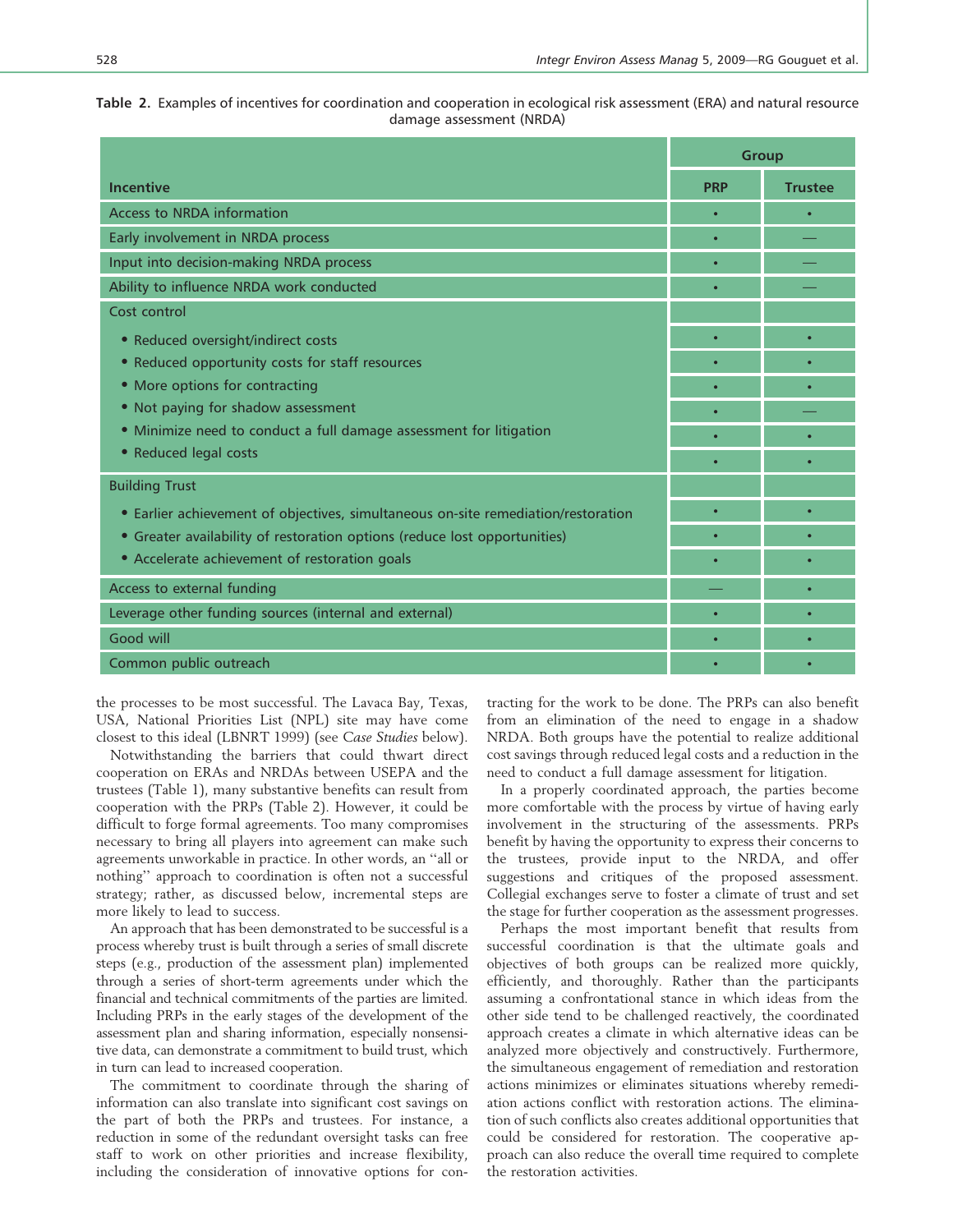**Table 2.** Examples of incentives for coordination and cooperation in ecological risk assessment (ERA) and natural resource damage assessment (NRDA)

| Incentive | Group | |
|---|---|---|
| | PRP | Trustee |
| Access to NRDA information | • | • |
| Early involvement in NRDA process | • | — |
| Input into decision-making NRDA process | • | — |
| Ability to influence NRDA work conducted | • | — |
| Cost control | | |
| • Reduced oversight/indirect costs | • | • |
| • Reduced opportunity costs for staff resources | • | • |
| • More options for contracting | • | • |
| • Not paying for shadow assessment | • | — |
| • Minimize need to conduct a full damage assessment for litigation | • | • |
| • Reduced legal costs | • | • |
| Building Trust | | |
| • Earlier achievement of objectives, simultaneous on-site remediation/restoration | • | • |
| • Greater availability of restoration options (reduce lost opportunities) | • | • |
| • Accelerate achievement of restoration goals | • | • |
| Access to external funding | — | • |
| Leverage other funding sources (internal and external) | • | • |
| Good will | • | • |
| Common public outreach | • | • |

the processes to be most successful. The Lavaca Bay, Texas, USA, National Priorities List (NPL) site may have come closest to this ideal (LBNRT 1999) (see *Case Studies* below).

Notwithstanding the barriers that could thwart direct cooperation on ERAs and NRDAs between USEPA and the trustees (Table 1), many substantive benefits can result from cooperation with the PRPs (Table 2). However, it could be difficult to forge formal agreements. Too many compromises necessary to bring all players into agreement can make such agreements unworkable in practice. In other words, an ''all or nothing'' approach to coordination is often not a successful strategy; rather, as discussed below, incremental steps are more likely to lead to success.

An approach that has been demonstrated to be successful is a process whereby trust is built through a series of small discrete steps (e.g., production of the assessment plan) implemented through a series of short-term agreements under which the financial and technical commitments of the parties are limited. Including PRPs in the early stages of the development of the assessment plan and sharing information, especially nonsensitive data, can demonstrate a commitment to build trust, which in turn can lead to increased cooperation.

The commitment to coordinate through the sharing of information can also translate into significant cost savings on the part of both the PRPs and trustees. For instance, a reduction in some of the redundant oversight tasks can free staff to work on other priorities and increase flexibility, including the consideration of innovative options for contracting for the work to be done. The PRPs can also benefit from an elimination of the need to engage in a shadow NRDA. Both groups have the potential to realize additional cost savings through reduced legal costs and a reduction in the need to conduct a full damage assessment for litigation.

In a properly coordinated approach, the parties become more comfortable with the process by virtue of having early involvement in the structuring of the assessments. PRPs benefit by having the opportunity to express their concerns to the trustees, provide input to the NRDA, and offer suggestions and critiques of the proposed assessment. Collegial exchanges serve to foster a climate of trust and set the stage for further cooperation as the assessment progresses.

Perhaps the most important benefit that results from successful coordination is that the ultimate goals and objectives of both groups can be realized more quickly, efficiently, and thoroughly. Rather than the participants assuming a confrontational stance in which ideas from the other side tend to be challenged reactively, the coordinated approach creates a climate in which alternative ideas can be analyzed more objectively and constructively. Furthermore, the simultaneous engagement of remediation and restoration actions minimizes or eliminates situations whereby remediation actions conflict with restoration actions. The elimination of such conflicts also creates additional opportunities that could be considered for restoration. The cooperative approach can also reduce the overall time required to complete the restoration activities.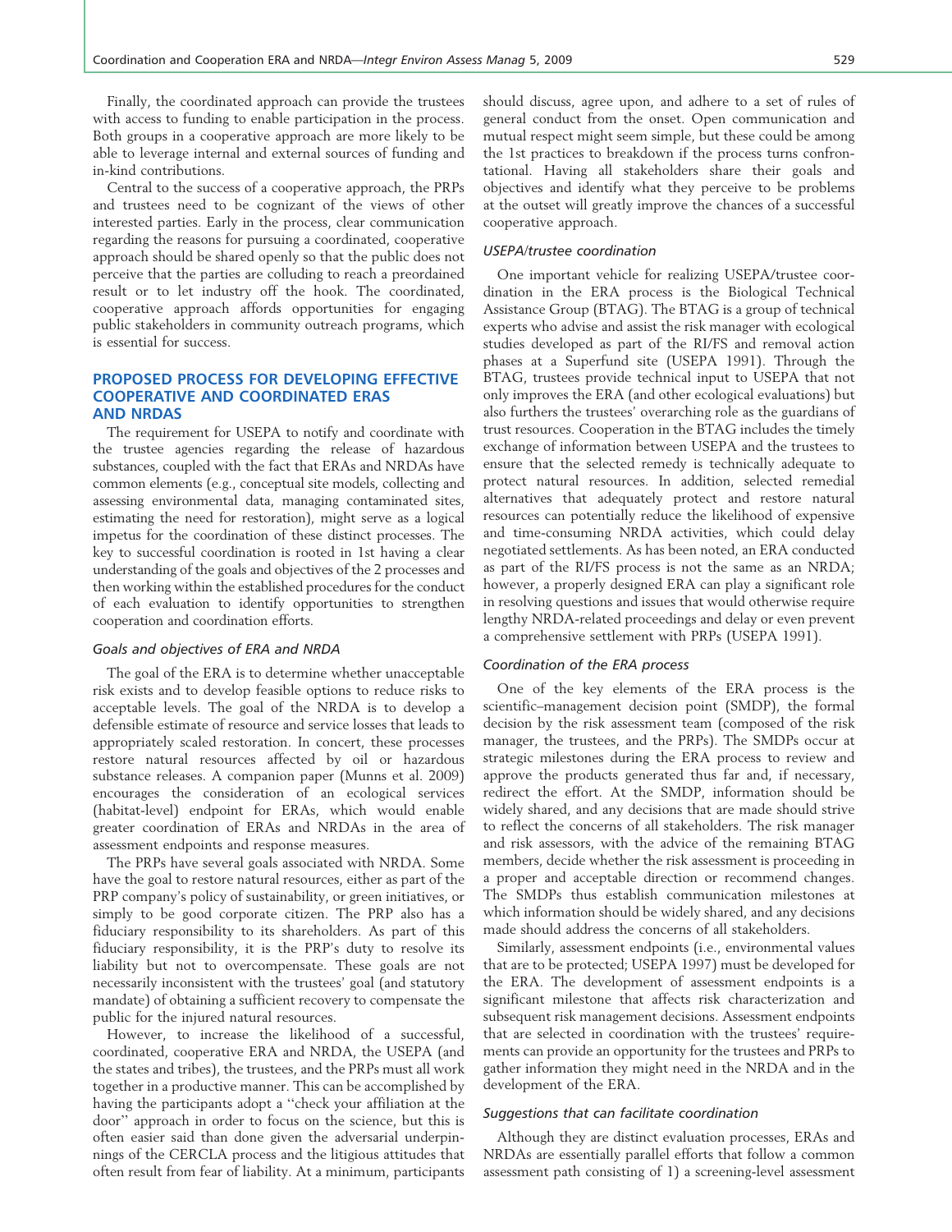Finally, the coordinated approach can provide the trustees with access to funding to enable participation in the process. Both groups in a cooperative approach are more likely to be able to leverage internal and external sources of funding and in-kind contributions.

Central to the success of a cooperative approach, the PRPs and trustees need to be cognizant of the views of other interested parties. Early in the process, clear communication regarding the reasons for pursuing a coordinated, cooperative approach should be shared openly so that the public does not perceive that the parties are colluding to reach a preordained result or to let industry off the hook. The coordinated, cooperative approach affords opportunities for engaging public stakeholders in community outreach programs, which is essential for success.

## PROPOSED PROCESS FOR DEVELOPING EFFECTIVE COOPERATIVE AND COORDINATED ERAS AND NRDAS

The requirement for USEPA to notify and coordinate with the trustee agencies regarding the release of hazardous substances, coupled with the fact that ERAs and NRDAs have common elements (e.g., conceptual site models, collecting and assessing environmental data, managing contaminated sites, estimating the need for restoration), might serve as a logical impetus for the coordination of these distinct processes. The key to successful coordination is rooted in 1st having a clear understanding of the goals and objectives of the 2 processes and then working within the established procedures for the conduct of each evaluation to identify opportunities to strengthen cooperation and coordination efforts.

### *Goals and objectives of ERA and NRDA*

The goal of the ERA is to determine whether unacceptable risk exists and to develop feasible options to reduce risks to acceptable levels. The goal of the NRDA is to develop a defensible estimate of resource and service losses that leads to appropriately scaled restoration. In concert, these processes restore natural resources affected by oil or hazardous substance releases. A companion paper (Munns et al. 2009) encourages the consideration of an ecological services (habitat-level) endpoint for ERAs, which would enable greater coordination of ERAs and NRDAs in the area of assessment endpoints and response measures.

The PRPs have several goals associated with NRDA. Some have the goal to restore natural resources, either as part of the PRP company's policy of sustainability, or green initiatives, or simply to be good corporate citizen. The PRP also has a fiduciary responsibility to its shareholders. As part of this fiduciary responsibility, it is the PRP's duty to resolve its liability but not to overcompensate. These goals are not necessarily inconsistent with the trustees' goal (and statutory mandate) of obtaining a sufficient recovery to compensate the public for the injured natural resources.

However, to increase the likelihood of a successful, coordinated, cooperative ERA and NRDA, the USEPA (and the states and tribes), the trustees, and the PRPs must all work together in a productive manner. This can be accomplished by having the participants adopt a "check your affiliation at the door" approach in order to focus on the science, but this is often easier said than done given the adversarial underpinnings of the CERCLA process and the litigious attitudes that often result from fear of liability. At a minimum, participants should discuss, agree upon, and adhere to a set of rules of general conduct from the onset. Open communication and mutual respect might seem simple, but these could be among the 1st practices to breakdown if the process turns confrontational. Having all stakeholders share their goals and objectives and identify what they perceive to be problems at the outset will greatly improve the chances of a successful cooperative approach.

### *USEPA/trustee coordination*

One important vehicle for realizing USEPA/trustee coordination in the ERA process is the Biological Technical Assistance Group (BTAG). The BTAG is a group of technical experts who advise and assist the risk manager with ecological studies developed as part of the RI/FS and removal action phases at a Superfund site (USEPA 1991). Through the BTAG, trustees provide technical input to USEPA that not only improves the ERA (and other ecological evaluations) but also furthers the trustees' overarching role as the guardians of trust resources. Cooperation in the BTAG includes the timely exchange of information between USEPA and the trustees to ensure that the selected remedy is technically adequate to protect natural resources. In addition, selected remedial alternatives that adequately protect and restore natural resources can potentially reduce the likelihood of expensive and time-consuming NRDA activities, which could delay negotiated settlements. As has been noted, an ERA conducted as part of the RI/FS process is not the same as an NRDA; however, a properly designed ERA can play a significant role in resolving questions and issues that would otherwise require lengthy NRDA-related proceedings and delay or even prevent a comprehensive settlement with PRPs (USEPA 1991).

### *Coordination of the ERA process*

One of the key elements of the ERA process is the scientific–management decision point (SMDP), the formal decision by the risk assessment team (composed of the risk manager, the trustees, and the PRPs). The SMDPs occur at strategic milestones during the ERA process to review and approve the products generated thus far and, if necessary, redirect the effort. At the SMDP, information should be widely shared, and any decisions that are made should strive to reflect the concerns of all stakeholders. The risk manager and risk assessors, with the advice of the remaining BTAG members, decide whether the risk assessment is proceeding in a proper and acceptable direction or recommend changes. The SMDPs thus establish communication milestones at which information should be widely shared, and any decisions made should address the concerns of all stakeholders.

Similarly, assessment endpoints (i.e., environmental values that are to be protected; USEPA 1997) must be developed for the ERA. The development of assessment endpoints is a significant milestone that affects risk characterization and subsequent risk management decisions. Assessment endpoints that are selected in coordination with the trustees' requirements can provide an opportunity for the trustees and PRPs to gather information they might need in the NRDA and in the development of the ERA.

### *Suggestions that can facilitate coordination*

Although they are distinct evaluation processes, ERAs and NRDAs are essentially parallel efforts that follow a common assessment path consisting of 1) a screening-level assessment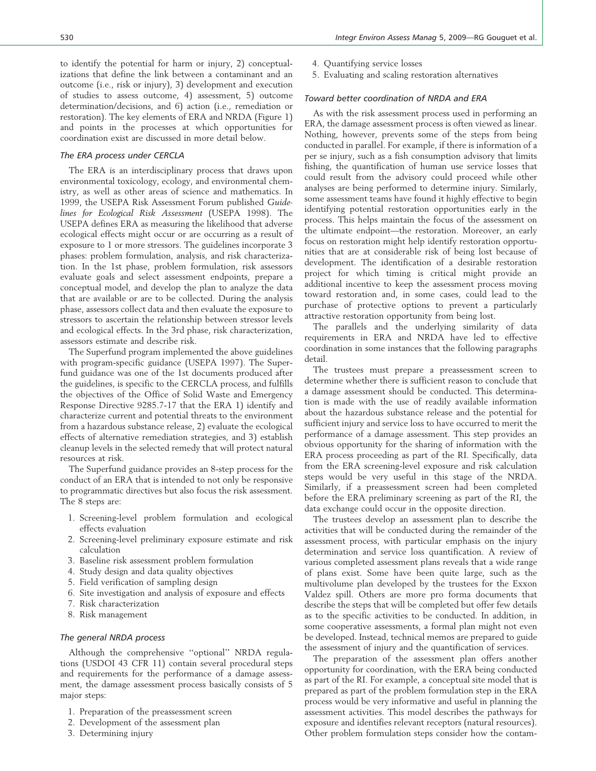to identify the potential for harm or injury, 2) conceptualizations that define the link between a contaminant and an outcome (i.e., risk or injury), 3) development and execution of studies to assess outcome, 4) assessment, 5) outcome determination/decisions, and 6) action (i.e., remediation or restoration). The key elements of ERA and NRDA (Figure 1) and points in the processes at which opportunities for coordination exist are discussed in more detail below.

### *The ERA process under CERCLA*

The ERA is an interdisciplinary process that draws upon environmental toxicology, ecology, and environmental chemistry, as well as other areas of science and mathematics. In 1999, the USEPA Risk Assessment Forum published *Guidelines for Ecological Risk Assessment* (USEPA 1998). The USEPA defines ERA as measuring the likelihood that adverse ecological effects might occur or are occurring as a result of exposure to 1 or more stressors. The guidelines incorporate 3 phases: problem formulation, analysis, and risk characterization. In the 1st phase, problem formulation, risk assessors evaluate goals and select assessment endpoints, prepare a conceptual model, and develop the plan to analyze the data that are available or are to be collected. During the analysis phase, assessors collect data and then evaluate the exposure to stressors to ascertain the relationship between stressor levels and ecological effects. In the 3rd phase, risk characterization, assessors estimate and describe risk.

The Superfund program implemented the above guidelines with program-specific guidance (USEPA 1997). The Superfund guidance was one of the 1st documents produced after the guidelines, is specific to the CERCLA process, and fulfills the objectives of the Office of Solid Waste and Emergency Response Directive 9285.7-17 that the ERA 1) identify and characterize current and potential threats to the environment from a hazardous substance release, 2) evaluate the ecological effects of alternative remediation strategies, and 3) establish cleanup levels in the selected remedy that will protect natural resources at risk.

The Superfund guidance provides an 8-step process for the conduct of an ERA that is intended to not only be responsive to programmatic directives but also focus the risk assessment. The 8 steps are:

1. Screening-level problem formulation and ecological effects evaluation
2. Screening-level preliminary exposure estimate and risk calculation
3. Baseline risk assessment problem formulation
4. Study design and data quality objectives
5. Field verification of sampling design
6. Site investigation and analysis of exposure and effects
7. Risk characterization
8. Risk management

### *The general NRDA process*

Although the comprehensive "optional" NRDA regulations (USDOI 43 CFR 11) contain several procedural steps and requirements for the performance of a damage assessment, the damage assessment process basically consists of 5 major steps:

1. Preparation of the preassessment screen
2. Development of the assessment plan
3. Determining injury
4. Quantifying service losses
5. Evaluating and scaling restoration alternatives

### *Toward better coordination of NRDA and ERA*

As with the risk assessment process used in performing an ERA, the damage assessment process is often viewed as linear. Nothing, however, prevents some of the steps from being conducted in parallel. For example, if there is information of a per se injury, such as a fish consumption advisory that limits fishing, the quantification of human use service losses that could result from the advisory could proceed while other analyses are being performed to determine injury. Similarly, some assessment teams have found it highly effective to begin identifying potential restoration opportunities early in the process. This helps maintain the focus of the assessment on the ultimate endpoint—the restoration. Moreover, an early focus on restoration might help identify restoration opportunities that are at considerable risk of being lost because of development. The identification of a desirable restoration project for which timing is critical might provide an additional incentive to keep the assessment process moving toward restoration and, in some cases, could lead to the purchase of protective options to prevent a particularly attractive restoration opportunity from being lost.

The parallels and the underlying similarity of data requirements in ERA and NRDA have led to effective coordination in some instances that the following paragraphs detail.

The trustees must prepare a preassessment screen to determine whether there is sufficient reason to conclude that a damage assessment should be conducted. This determination is made with the use of readily available information about the hazardous substance release and the potential for sufficient injury and service loss to have occurred to merit the performance of a damage assessment. This step provides an obvious opportunity for the sharing of information with the ERA process proceeding as part of the RI. Specifically, data from the ERA screening-level exposure and risk calculation steps would be very useful in this stage of the NRDA. Similarly, if a preassessment screen had been completed before the ERA preliminary screening as part of the RI, the data exchange could occur in the opposite direction.

The trustees develop an assessment plan to describe the activities that will be conducted during the remainder of the assessment process, with particular emphasis on the injury determination and service loss quantification. A review of various completed assessment plans reveals that a wide range of plans exist. Some have been quite large, such as the multivolume plan developed by the trustees for the Exxon Valdez spill. Others are more pro forma documents that describe the steps that will be completed but offer few details as to the specific activities to be conducted. In addition, in some cooperative assessments, a formal plan might not even be developed. Instead, technical memos are prepared to guide the assessment of injury and the quantification of services.

The preparation of the assessment plan offers another opportunity for coordination, with the ERA being conducted as part of the RI. For example, a conceptual site model that is prepared as part of the problem formulation step in the ERA process would be very informative and useful in planning the assessment activities. This model describes the pathways for exposure and identifies relevant receptors (natural resources). Other problem formulation steps consider how the contam-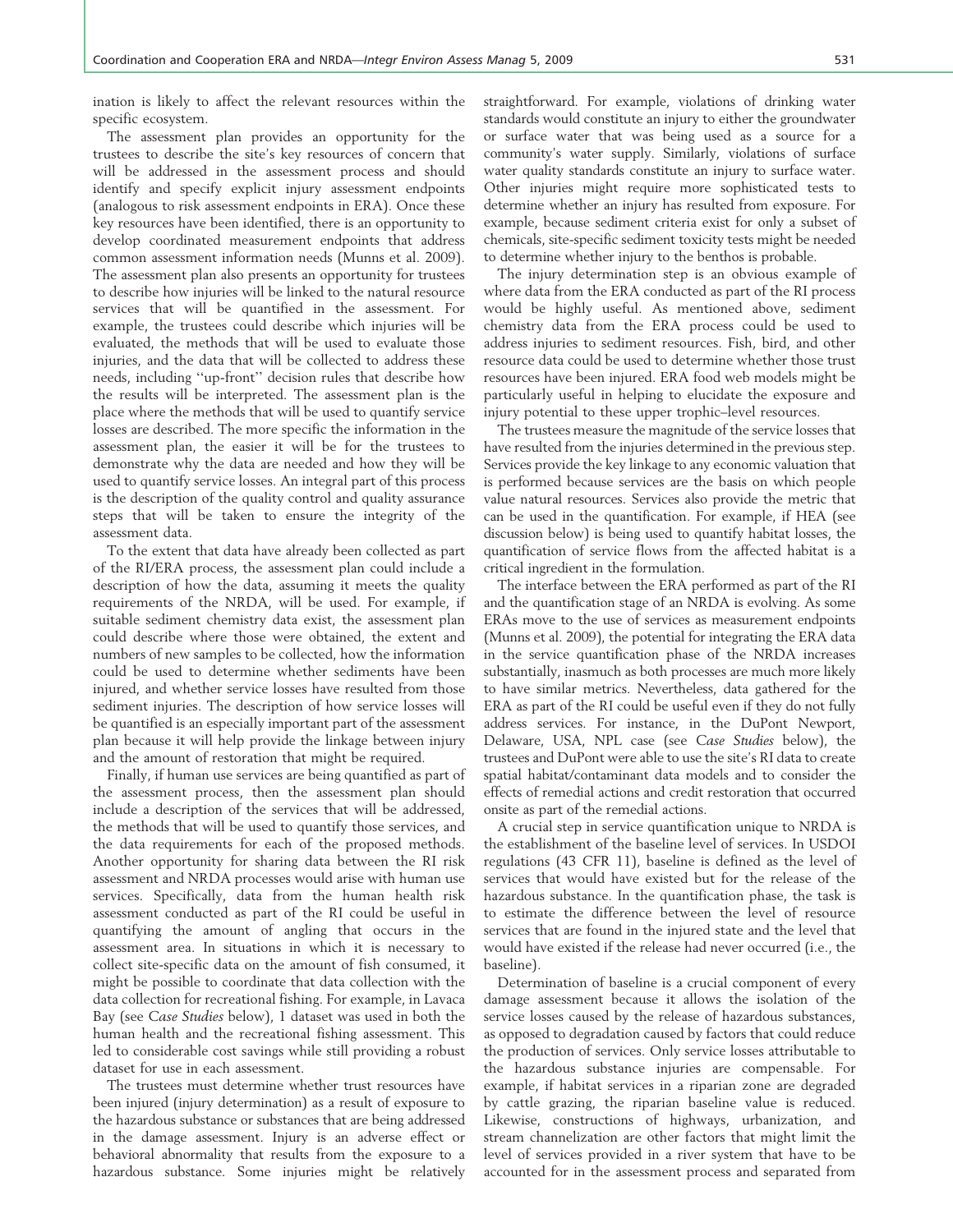ination is likely to affect the relevant resources within the specific ecosystem.

The assessment plan provides an opportunity for the trustees to describe the site's key resources of concern that will be addressed in the assessment process and should identify and specify explicit injury assessment endpoints (analogous to risk assessment endpoints in ERA). Once these key resources have been identified, there is an opportunity to develop coordinated measurement endpoints that address common assessment information needs (Munns et al. 2009). The assessment plan also presents an opportunity for trustees to describe how injuries will be linked to the natural resource services that will be quantified in the assessment. For example, the trustees could describe which injuries will be evaluated, the methods that will be used to evaluate those injuries, and the data that will be collected to address these needs, including ''up-front'' decision rules that describe how the results will be interpreted. The assessment plan is the place where the methods that will be used to quantify service losses are described. The more specific the information in the assessment plan, the easier it will be for the trustees to demonstrate why the data are needed and how they will be used to quantify service losses. An integral part of this process is the description of the quality control and quality assurance steps that will be taken to ensure the integrity of the assessment data.

To the extent that data have already been collected as part of the RI/ERA process, the assessment plan could include a description of how the data, assuming it meets the quality requirements of the NRDA, will be used. For example, if suitable sediment chemistry data exist, the assessment plan could describe where those were obtained, the extent and numbers of new samples to be collected, how the information could be used to determine whether sediments have been injured, and whether service losses have resulted from those sediment injuries. The description of how service losses will be quantified is an especially important part of the assessment plan because it will help provide the linkage between injury and the amount of restoration that might be required.

Finally, if human use services are being quantified as part of the assessment process, then the assessment plan should include a description of the services that will be addressed, the methods that will be used to quantify those services, and the data requirements for each of the proposed methods. Another opportunity for sharing data between the RI risk assessment and NRDA processes would arise with human use services. Specifically, data from the human health risk assessment conducted as part of the RI could be useful in quantifying the amount of angling that occurs in the assessment area. In situations in which it is necessary to collect site-specific data on the amount of fish consumed, it might be possible to coordinate that data collection with the data collection for recreational fishing. For example, in Lavaca Bay (see *Case Studies* below), 1 dataset was used in both the human health and the recreational fishing assessment. This led to considerable cost savings while still providing a robust dataset for use in each assessment.

The trustees must determine whether trust resources have been injured (injury determination) as a result of exposure to the hazardous substance or substances that are being addressed in the damage assessment. Injury is an adverse effect or behavioral abnormality that results from the exposure to a hazardous substance. Some injuries might be relatively straightforward. For example, violations of drinking water standards would constitute an injury to either the groundwater or surface water that was being used as a source for a community's water supply. Similarly, violations of surface water quality standards constitute an injury to surface water. Other injuries might require more sophisticated tests to determine whether an injury has resulted from exposure. For example, because sediment criteria exist for only a subset of chemicals, site-specific sediment toxicity tests might be needed to determine whether injury to the benthos is probable.

The injury determination step is an obvious example of where data from the ERA conducted as part of the RI process would be highly useful. As mentioned above, sediment chemistry data from the ERA process could be used to address injuries to sediment resources. Fish, bird, and other resource data could be used to determine whether those trust resources have been injured. ERA food web models might be particularly useful in helping to elucidate the exposure and injury potential to these upper trophic–level resources.

The trustees measure the magnitude of the service losses that have resulted from the injuries determined in the previous step. Services provide the key linkage to any economic valuation that is performed because services are the basis on which people value natural resources. Services also provide the metric that can be used in the quantification. For example, if HEA (see discussion below) is being used to quantify habitat losses, the quantification of service flows from the affected habitat is a critical ingredient in the formulation.

The interface between the ERA performed as part of the RI and the quantification stage of an NRDA is evolving. As some ERAs move to the use of services as measurement endpoints (Munns et al. 2009), the potential for integrating the ERA data in the service quantification phase of the NRDA increases substantially, inasmuch as both processes are much more likely to have similar metrics. Nevertheless, data gathered for the ERA as part of the RI could be useful even if they do not fully address services. For instance, in the DuPont Newport, Delaware, USA, NPL case (see *Case Studies* below), the trustees and DuPont were able to use the site's RI data to create spatial habitat/contaminant data models and to consider the effects of remedial actions and credit restoration that occurred onsite as part of the remedial actions.

A crucial step in service quantification unique to NRDA is the establishment of the baseline level of services. In USDOI regulations (43 CFR 11), baseline is defined as the level of services that would have existed but for the release of the hazardous substance. In the quantification phase, the task is to estimate the difference between the level of resource services that are found in the injured state and the level that would have existed if the release had never occurred (i.e., the baseline).

Determination of baseline is a crucial component of every damage assessment because it allows the isolation of the service losses caused by the release of hazardous substances, as opposed to degradation caused by factors that could reduce the production of services. Only service losses attributable to the hazardous substance injuries are compensable. For example, if habitat services in a riparian zone are degraded by cattle grazing, the riparian baseline value is reduced. Likewise, constructions of highways, urbanization, and stream channelization are other factors that might limit the level of services provided in a river system that have to be accounted for in the assessment process and separated from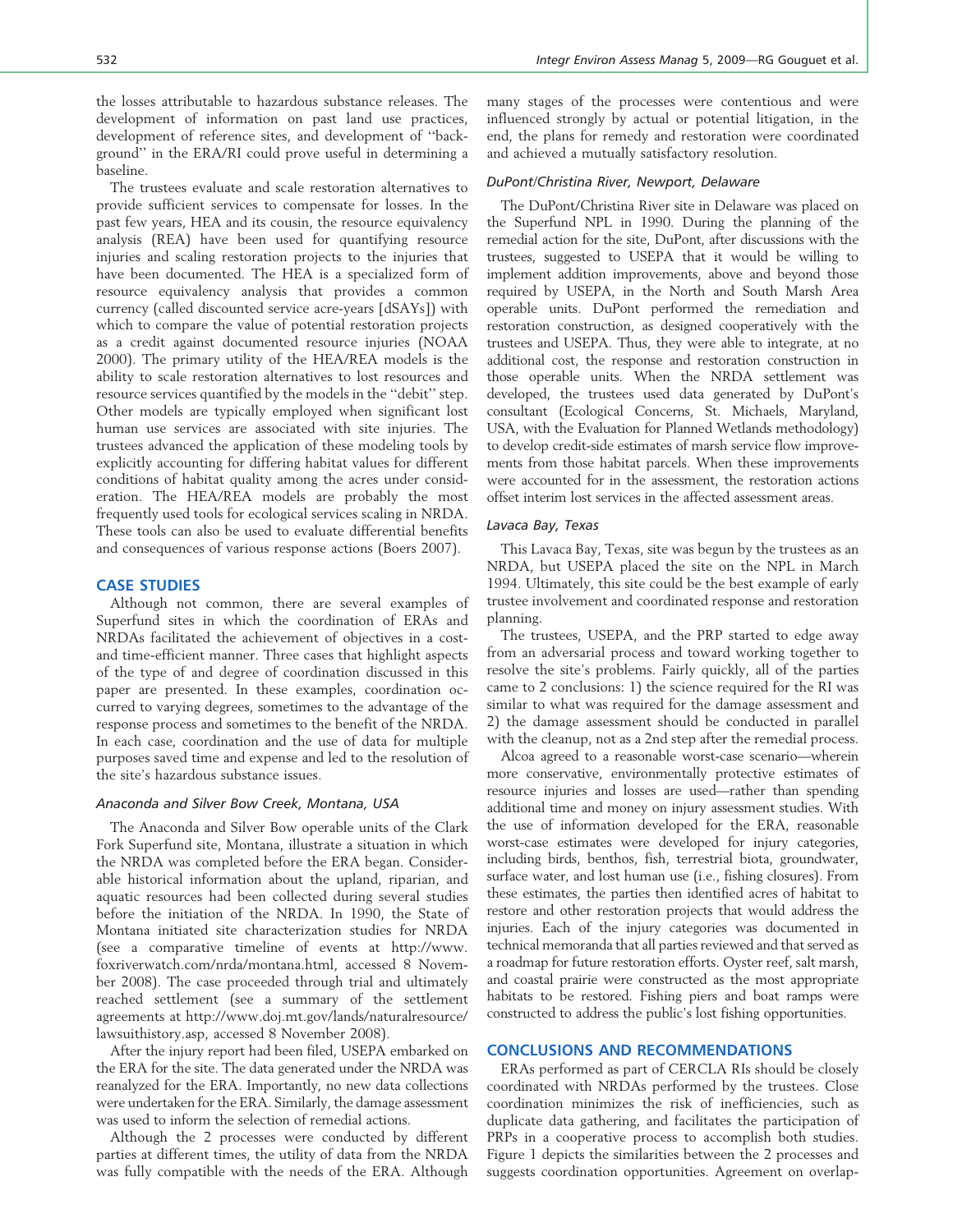the losses attributable to hazardous substance releases. The development of information on past land use practices, development of reference sites, and development of ''background'' in the ERA/RI could prove useful in determining a baseline.

The trustees evaluate and scale restoration alternatives to provide sufficient services to compensate for losses. In the past few years, HEA and its cousin, the resource equivalency analysis (REA) have been used for quantifying resource injuries and scaling restoration projects to the injuries that have been documented. The HEA is a specialized form of resource equivalency analysis that provides a common currency (called discounted service acre-years [dSAYs]) with which to compare the value of potential restoration projects as a credit against documented resource injuries (NOAA 2000). The primary utility of the HEA/REA models is the ability to scale restoration alternatives to lost resources and resource services quantified by the models in the ''debit'' step. Other models are typically employed when significant lost human use services are associated with site injuries. The trustees advanced the application of these modeling tools by explicitly accounting for differing habitat values for different conditions of habitat quality among the acres under consideration. The HEA/REA models are probably the most frequently used tools for ecological services scaling in NRDA. These tools can also be used to evaluate differential benefits and consequences of various response actions (Boers 2007).

## CASE STUDIES

Although not common, there are several examples of Superfund sites in which the coordination of ERAs and NRDAs facilitated the achievement of objectives in a cost- and time-efficient manner. Three cases that highlight aspects of the type of and degree of coordination discussed in this paper are presented. In these examples, coordination occurred to varying degrees, sometimes to the advantage of the response process and sometimes to the benefit of the NRDA. In each case, coordination and the use of data for multiple purposes saved time and expense and led to the resolution of the site's hazardous substance issues.

### *Anaconda and Silver Bow Creek, Montana, USA*

The Anaconda and Silver Bow operable units of the Clark Fork Superfund site, Montana, illustrate a situation in which the NRDA was completed before the ERA began. Considerable historical information about the upland, riparian, and aquatic resources had been collected during several studies before the initiation of the NRDA. In 1990, the State of Montana initiated site characterization studies for NRDA (see a comparative timeline of events at http://www.foxriverwatch.com/nrda/montana.html, accessed 8 November 2008). The case proceeded through trial and ultimately reached settlement (see a summary of the settlement agreements at http://www.doj.mt.gov/lands/naturalresource/lawsuithistory.asp, accessed 8 November 2008).

After the injury report had been filed, USEPA embarked on the ERA for the site. The data generated under the NRDA was reanalyzed for the ERA. Importantly, no new data collections were undertaken for the ERA. Similarly, the damage assessment was used to inform the selection of remedial actions.

Although the 2 processes were conducted by different parties at different times, the utility of data from the NRDA was fully compatible with the needs of the ERA. Although many stages of the processes were contentious and were influenced strongly by actual or potential litigation, in the end, the plans for remedy and restoration were coordinated and achieved a mutually satisfactory resolution.

### *DuPont/Christina River, Newport, Delaware*

The DuPont/Christina River site in Delaware was placed on the Superfund NPL in 1990. During the planning of the remedial action for the site, DuPont, after discussions with the trustees, suggested to USEPA that it would be willing to implement addition improvements, above and beyond those required by USEPA, in the North and South Marsh Area operable units. DuPont performed the remediation and restoration construction, as designed cooperatively with the trustees and USEPA. Thus, they were able to integrate, at no additional cost, the response and restoration construction in those operable units. When the NRDA settlement was developed, the trustees used data generated by DuPont's consultant (Ecological Concerns, St. Michaels, Maryland, USA, with the Evaluation for Planned Wetlands methodology) to develop credit-side estimates of marsh service flow improvements from those habitat parcels. When these improvements were accounted for in the assessment, the restoration actions offset interim lost services in the affected assessment areas.

### *Lavaca Bay, Texas*

This Lavaca Bay, Texas, site was begun by the trustees as an NRDA, but USEPA placed the site on the NPL in March 1994. Ultimately, this site could be the best example of early trustee involvement and coordinated response and restoration planning.

The trustees, USEPA, and the PRP started to edge away from an adversarial process and toward working together to resolve the site's problems. Fairly quickly, all of the parties came to 2 conclusions: 1) the science required for the RI was similar to what was required for the damage assessment and 2) the damage assessment should be conducted in parallel with the cleanup, not as a 2nd step after the remedial process.

Alcoa agreed to a reasonable worst-case scenario—wherein more conservative, environmentally protective estimates of resource injuries and losses are used—rather than spending additional time and money on injury assessment studies. With the use of information developed for the ERA, reasonable worst-case estimates were developed for injury categories, including birds, benthos, fish, terrestrial biota, groundwater, surface water, and lost human use (i.e., fishing closures). From these estimates, the parties then identified acres of habitat to restore and other restoration projects that would address the injuries. Each of the injury categories was documented in technical memoranda that all parties reviewed and that served as a roadmap for future restoration efforts. Oyster reef, salt marsh, and coastal prairie were constructed as the most appropriate habitats to be restored. Fishing piers and boat ramps were constructed to address the public's lost fishing opportunities.

## CONCLUSIONS AND RECOMMENDATIONS

ERAs performed as part of CERCLA RIs should be closely coordinated with NRDAs performed by the trustees. Close coordination minimizes the risk of inefficiencies, such as duplicate data gathering, and facilitates the participation of PRPs in a cooperative process to accomplish both studies. Figure 1 depicts the similarities between the 2 processes and suggests coordination opportunities. Agreement on overlap-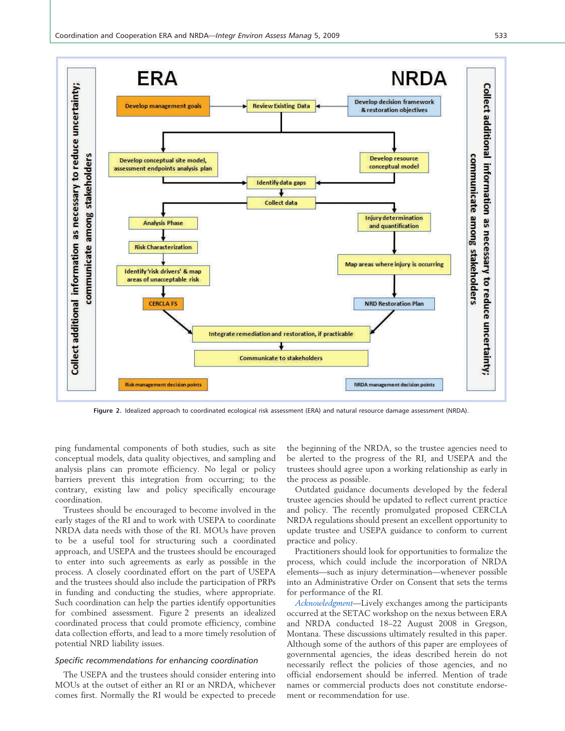Figure 2. Idealized approach to coordinated ecological risk assessment (ERA) and natural resource damage assessment (NRDA).

ping fundamental components of both studies, such as site conceptual models, data quality objectives, and sampling and analysis plans can promote efficiency. No legal or policy barriers prevent this integration from occurring; to the contrary, existing law and policy specifically encourage coordination.

Trustees should be encouraged to become involved in the early stages of the RI and to work with USEPA to coordinate NRDA data needs with those of the RI. MOUs have proven to be a useful tool for structuring such a coordinated approach, and USEPA and the trustees should be encouraged to enter into such agreements as early as possible in the process. A closely coordinated effort on the part of USEPA and the trustees should also include the participation of PRPs in funding and conducting the studies, where appropriate. Such coordination can help the parties identify opportunities for combined assessment. Figure 2 presents an idealized coordinated process that could promote efficiency, combine data collection efforts, and lead to a more timely resolution of potential NRD liability issues.

### *Specific recommendations for enhancing coordination*

The USEPA and the trustees should consider entering into MOUs at the outset of either an RI or an NRDA, whichever comes first. Normally the RI would be expected to precede the beginning of the NRDA, so the trustee agencies need to be alerted to the progress of the RI, and USEPA and the trustees should agree upon a working relationship as early in the process as possible.

Outdated guidance documents developed by the federal trustee agencies should be updated to reflect current practice and policy. The recently promulgated proposed CERCLA NRDA regulations should present an excellent opportunity to update trustee and USEPA guidance to conform to current practice and policy.

Practitioners should look for opportunities to formalize the process, which could include the incorporation of NRDA elements—such as injury determination—whenever possible into an Administrative Order on Consent that sets the terms for performance of the RI.

*Acknowledgment*—Lively exchanges among the participants occurred at the SETAC workshop on the nexus between ERA and NRDA conducted 18–22 August 2008 in Gregson, Montana. These discussions ultimately resulted in this paper. Although some of the authors of this paper are employees of governmental agencies, the ideas described herein do not necessarily reflect the policies of those agencies, and no official endorsement should be inferred. Mention of trade names or commercial products does not constitute endorsement or recommendation for use.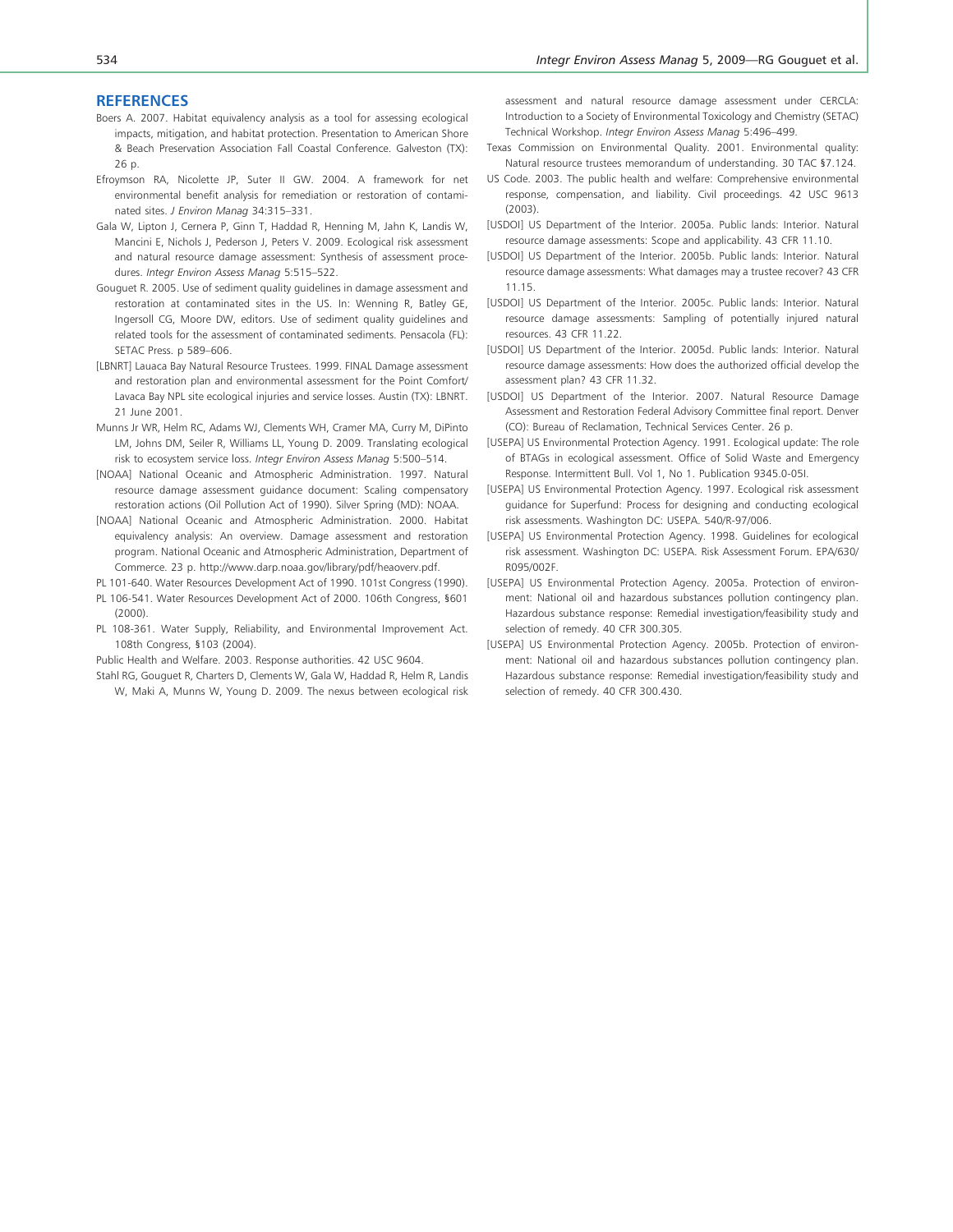## REFERENCES

Boers A. 2007. Habitat equivalency analysis as a tool for assessing ecological impacts, mitigation, and habitat protection. Presentation to American Shore & Beach Preservation Association Fall Coastal Conference. Galveston (TX): 26 p.

Efroymson RA, Nicolette JP, Suter II GW. 2004. A framework for net environmental benefit analysis for remediation or restoration of contaminated sites. *J Environ Manag* 34:315–331.

Gala W, Lipton J, Cernera P, Ginn T, Haddad R, Henning M, Jahn K, Landis W, Mancini E, Nichols J, Pederson J, Peters V. 2009. Ecological risk assessment and natural resource damage assessment: Synthesis of assessment procedures. *Integr Environ Assess Manag* 5:515–522.

Gouguet R. 2005. Use of sediment quality guidelines in damage assessment and restoration at contaminated sites in the US. In: Wenning R, Batley GE, Ingersoll CG, Moore DW, editors. Use of sediment quality guidelines and related tools for the assessment of contaminated sediments. Pensacola (FL): SETAC Press. p 589–606.

[LBNRT] Lauaca Bay Natural Resource Trustees. 1999. FINAL Damage assessment and restoration plan and environmental assessment for the Point Comfort/ Lavaca Bay NPL site ecological injuries and service losses. Austin (TX): LBNRT. 21 June 2001.

Munns Jr WR, Helm RC, Adams WJ, Clements WH, Cramer MA, Curry M, DiPinto LM, Johns DM, Seiler R, Williams LL, Young D. 2009. Translating ecological risk to ecosystem service loss. *Integr Environ Assess Manag* 5:500–514.

[NOAA] National Oceanic and Atmospheric Administration. 1997. Natural resource damage assessment guidance document: Scaling compensatory restoration actions (Oil Pollution Act of 1990). Silver Spring (MD): NOAA.

[NOAA] National Oceanic and Atmospheric Administration. 2000. Habitat equivalency analysis: An overview. Damage assessment and restoration program. National Oceanic and Atmospheric Administration, Department of Commerce. 23 p. http://www.darp.noaa.gov/library/pdf/heaoverv.pdf.

PL 101-640. Water Resources Development Act of 1990. 101st Congress (1990).

PL 106-541. Water Resources Development Act of 2000. 106th Congress, §601 (2000).

PL 108-361. Water Supply, Reliability, and Environmental Improvement Act. 108th Congress, §103 (2004).

Public Health and Welfare. 2003. Response authorities. 42 USC 9604.

Stahl RG, Gouguet R, Charters D, Clements W, Gala W, Haddad R, Helm R, Landis W, Maki A, Munns W, Young D. 2009. The nexus between ecological risk assessment and natural resource damage assessment under CERCLA: Introduction to a Society of Environmental Toxicology and Chemistry (SETAC) Technical Workshop. *Integr Environ Assess Manag* 5:496–499.

Texas Commission on Environmental Quality. 2001. Environmental quality: Natural resource trustees memorandum of understanding. 30 TAC §7.124.

US Code. 2003. The public health and welfare: Comprehensive environmental response, compensation, and liability. Civil proceedings. 42 USC 9613 (2003).

[USDOI] US Department of the Interior. 2005a. Public lands: Interior. Natural resource damage assessments: Scope and applicability. 43 CFR 11.10.

[USDOI] US Department of the Interior. 2005b. Public lands: Interior. Natural resource damage assessments: What damages may a trustee recover? 43 CFR 11.15.

[USDOI] US Department of the Interior. 2005c. Public lands: Interior. Natural resource damage assessments: Sampling of potentially injured natural resources. 43 CFR 11.22.

[USDOI] US Department of the Interior. 2005d. Public lands: Interior. Natural resource damage assessments: How does the authorized official develop the assessment plan? 43 CFR 11.32.

[USDOI] US Department of the Interior. 2007. Natural Resource Damage Assessment and Restoration Federal Advisory Committee final report. Denver (CO): Bureau of Reclamation, Technical Services Center. 26 p.

[USEPA] US Environmental Protection Agency. 1991. Ecological update: The role of BTAGs in ecological assessment. Office of Solid Waste and Emergency Response. Intermittent Bull. Vol 1, No 1. Publication 9345.0-05I.

[USEPA] US Environmental Protection Agency. 1997. Ecological risk assessment guidance for Superfund: Process for designing and conducting ecological risk assessments. Washington DC: USEPA. 540/R-97/006.

[USEPA] US Environmental Protection Agency. 1998. Guidelines for ecological risk assessment. Washington DC: USEPA. Risk Assessment Forum. EPA/630/ R095/002F.

[USEPA] US Environmental Protection Agency. 2005a. Protection of environment: National oil and hazardous substances pollution contingency plan. Hazardous substance response: Remedial investigation/feasibility study and selection of remedy. 40 CFR 300.305.

[USEPA] US Environmental Protection Agency. 2005b. Protection of environment: National oil and hazardous substances pollution contingency plan. Hazardous substance response: Remedial investigation/feasibility study and selection of remedy. 40 CFR 300.430.